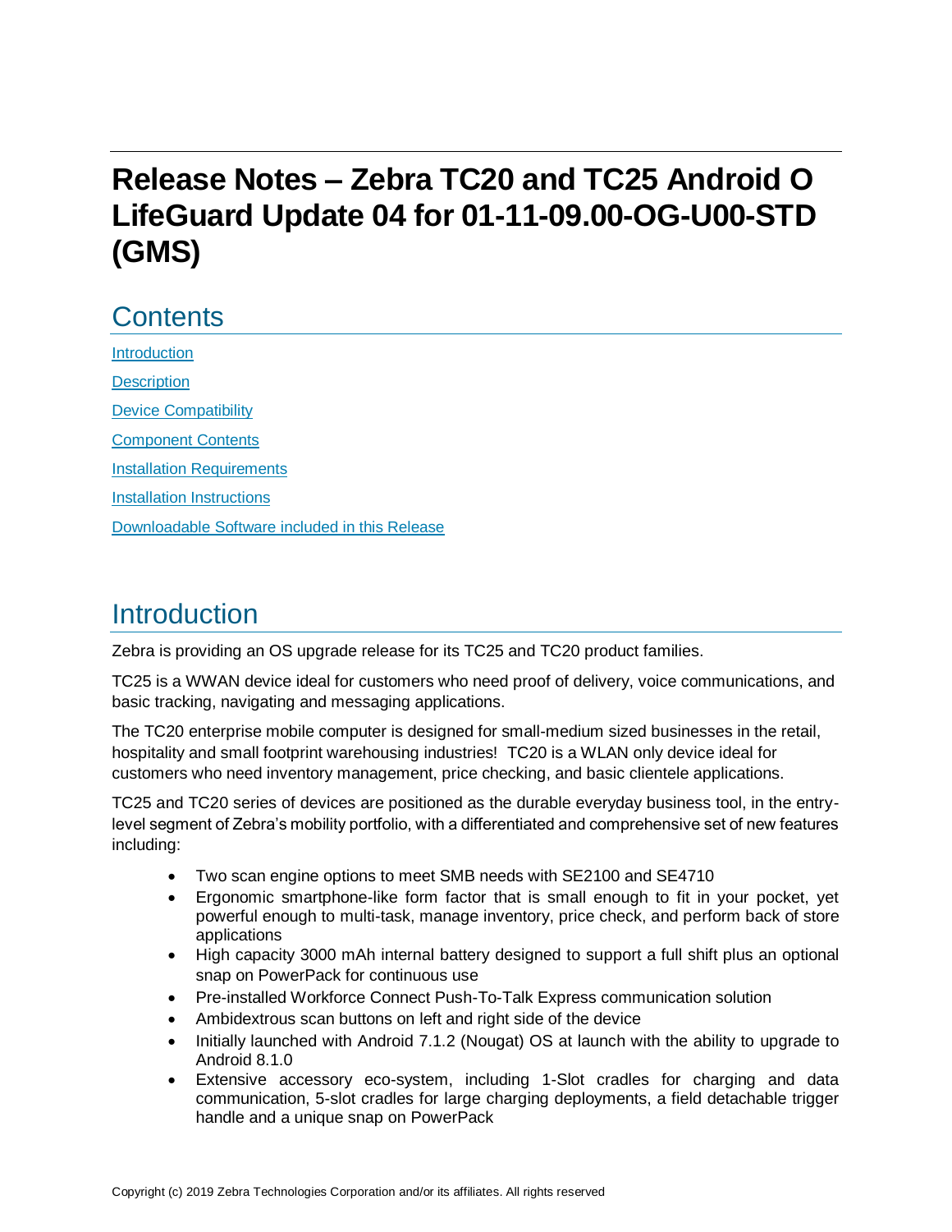# Release Notes – Zebra TC20 and TC25 Android O LifeGuard Update 04 for 01-11-09.00-OG-U00-STD (GMS)

## Contents

- Introduction
- Description
- Device Compatibility
- Component Contents
- Installation Requirements
- Installation Instructions
- Downloadable Software included in this Release

## Introduction

Zebra is providing an OS upgrade release for its TC25 and TC20 product families.

TC25 is a WWAN device ideal for customers who need proof of delivery, voice communications, and basic tracking, navigating and messaging applications.

The TC20 enterprise mobile computer is designed for small-medium sized businesses in the retail, hospitality and small footprint warehousing industries! TC20 is a WLAN only device ideal for customers who need inventory management, price checking, and basic clientele applications.

TC25 and TC20 series of devices are positioned as the durable everyday business tool, in the entry-level segment of Zebra's mobility portfolio, with a differentiated and comprehensive set of new features including:

- Two scan engine options to meet SMB needs with SE2100 and SE4710
- Ergonomic smartphone-like form factor that is small enough to fit in your pocket, yet powerful enough to multi-task, manage inventory, price check, and perform back of store applications
- High capacity 3000 mAh internal battery designed to support a full shift plus an optional snap on PowerPack for continuous use
- Pre-installed Workforce Connect Push-To-Talk Express communication solution
- Ambidextrous scan buttons on left and right side of the device
- Initially launched with Android 7.1.2 (Nougat) OS at launch with the ability to upgrade to Android 8.1.0
- Extensive accessory eco-system, including 1-Slot cradles for charging and data communication, 5-slot cradles for large charging deployments, a field detachable trigger handle and a unique snap on PowerPack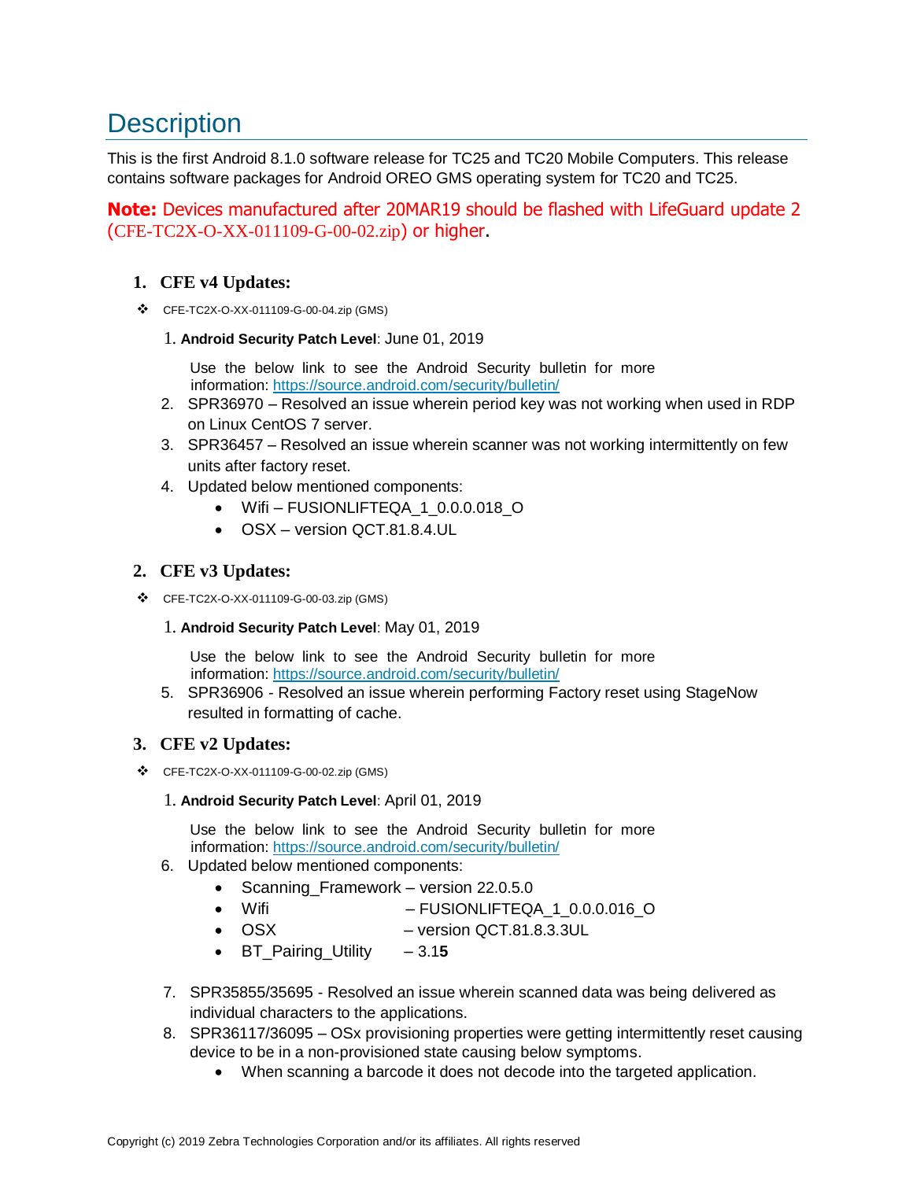# Description

This is the first Android 8.1.0 software release for TC25 and TC20 Mobile Computers. This release contains software packages for Android OREO GMS operating system for TC20 and TC25.

**Note:** Devices manufactured after 20MAR19 should be flashed with LifeGuard update 2 (CFE-TC2X-O-XX-011109-G-00-02.zip) or higher.

## 1. CFE v4 Updates:

- CFE-TC2X-O-XX-011109-G-00-04.zip (GMS)

  1. **Android Security Patch Level**: June 01, 2019

     Use the below link to see the Android Security bulletin for more information: https://source.android.com/security/bulletin/
  2. SPR36970 – Resolved an issue wherein period key was not working when used in RDP on Linux CentOS 7 server.
  3. SPR36457 – Resolved an issue wherein scanner was not working intermittently on few units after factory reset.
  4. Updated below mentioned components:
     - Wifi – FUSIONLIFTEQA_1_0.0.0.018_O
     - OSX – version QCT.81.8.4.UL

## 2. CFE v3 Updates:

- CFE-TC2X-O-XX-011109-G-00-03.zip (GMS)

  1. **Android Security Patch Level**: May 01, 2019

     Use the below link to see the Android Security bulletin for more information: https://source.android.com/security/bulletin/
  5. SPR36906 - Resolved an issue wherein performing Factory reset using StageNow resulted in formatting of cache.

## 3. CFE v2 Updates:

- CFE-TC2X-O-XX-011109-G-00-02.zip (GMS)

  1. **Android Security Patch Level**: April 01, 2019

     Use the below link to see the Android Security bulletin for more information: https://source.android.com/security/bulletin/
  6. Updated below mentioned components:
     - Scanning_Framework – version 22.0.5.0
     - Wifi – FUSIONLIFTEQA_1_0.0.0.016_O
     - OSX – version QCT.81.8.3.3UL
     - BT_Pairing_Utility – 3.1**5**
  7. SPR35855/35695 - Resolved an issue wherein scanned data was being delivered as individual characters to the applications.
  8. SPR36117/36095 – OSx provisioning properties were getting intermittently reset causing device to be in a non-provisioned state causing below symptoms.
     - When scanning a barcode it does not decode into the targeted application.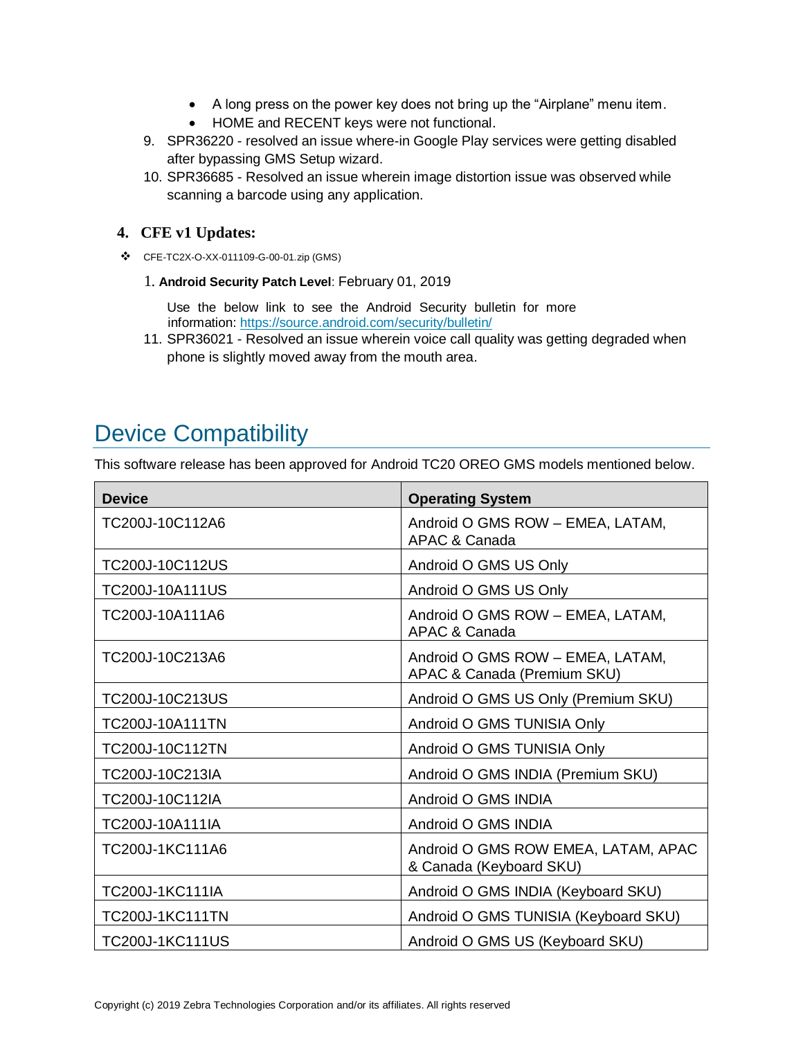- A long press on the power key does not bring up the "Airplane" menu item.
  - HOME and RECENT keys were not functional.

9. SPR36220 - resolved an issue where-in Google Play services were getting disabled after bypassing GMS Setup wizard.
10. SPR36685 - Resolved an issue wherein image distortion issue was observed while scanning a barcode using any application.

### 4. CFE v1 Updates:

❖ CFE-TC2X-O-XX-011109-G-00-01.zip (GMS)

1. **Android Security Patch Level**: February 01, 2019

   Use the below link to see the Android Security bulletin for more information: https://source.android.com/security/bulletin/

11. SPR36021 - Resolved an issue wherein voice call quality was getting degraded when phone is slightly moved away from the mouth area.

## Device Compatibility

This software release has been approved for Android TC20 OREO GMS models mentioned below.

| Device | Operating System |
|---|---|
| TC200J-10C112A6 | Android O GMS ROW – EMEA, LATAM, APAC & Canada |
| TC200J-10C112US | Android O GMS US Only |
| TC200J-10A111US | Android O GMS US Only |
| TC200J-10A111A6 | Android O GMS ROW – EMEA, LATAM, APAC & Canada |
| TC200J-10C213A6 | Android O GMS ROW – EMEA, LATAM, APAC & Canada (Premium SKU) |
| TC200J-10C213US | Android O GMS US Only (Premium SKU) |
| TC200J-10A111TN | Android O GMS TUNISIA Only |
| TC200J-10C112TN | Android O GMS TUNISIA Only |
| TC200J-10C213IA | Android O GMS INDIA (Premium SKU) |
| TC200J-10C112IA | Android O GMS INDIA |
| TC200J-10A111IA | Android O GMS INDIA |
| TC200J-1KC111A6 | Android O GMS ROW EMEA, LATAM, APAC & Canada (Keyboard SKU) |
| TC200J-1KC111IA | Android O GMS INDIA (Keyboard SKU) |
| TC200J-1KC111TN | Android O GMS TUNISIA (Keyboard SKU) |
| TC200J-1KC111US | Android O GMS US (Keyboard SKU) |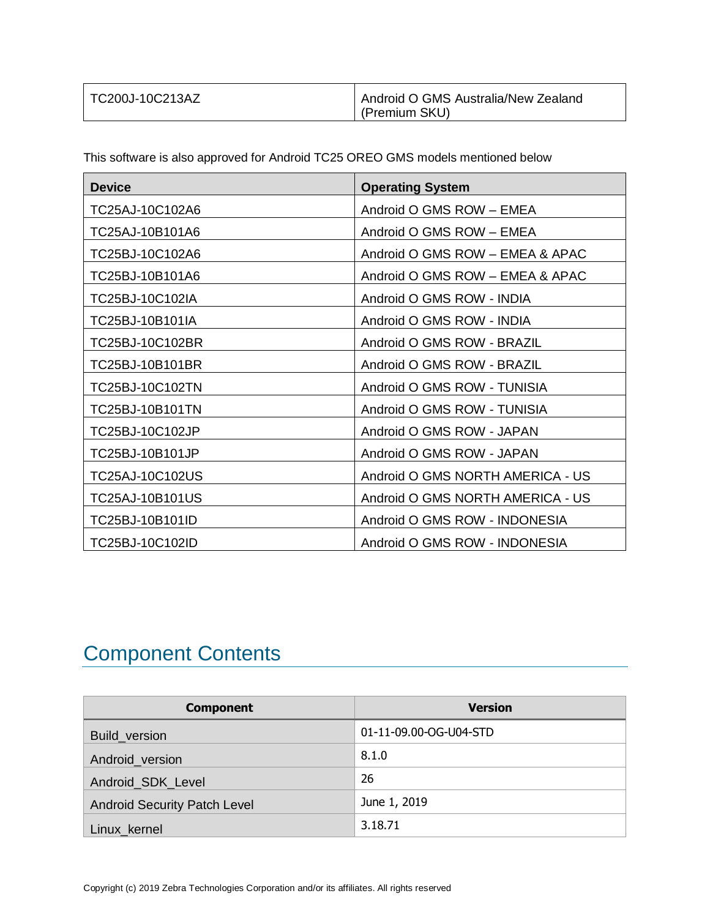| TC200J-10C213AZ | Android O GMS Australia/New Zealand (Premium SKU) |
|---|---|

This software is also approved for Android TC25 OREO GMS models mentioned below

| Device | Operating System |
|---|---|
| TC25AJ-10C102A6 | Android O GMS ROW – EMEA |
| TC25AJ-10B101A6 | Android O GMS ROW – EMEA |
| TC25BJ-10C102A6 | Android O GMS ROW – EMEA & APAC |
| TC25BJ-10B101A6 | Android O GMS ROW – EMEA & APAC |
| TC25BJ-10C102IA | Android O GMS ROW - INDIA |
| TC25BJ-10B101IA | Android O GMS ROW - INDIA |
| TC25BJ-10C102BR | Android O GMS ROW - BRAZIL |
| TC25BJ-10B101BR | Android O GMS ROW - BRAZIL |
| TC25BJ-10C102TN | Android O GMS ROW - TUNISIA |
| TC25BJ-10B101TN | Android O GMS ROW - TUNISIA |
| TC25BJ-10C102JP | Android O GMS ROW - JAPAN |
| TC25BJ-10B101JP | Android O GMS ROW - JAPAN |
| TC25AJ-10C102US | Android O GMS NORTH AMERICA - US |
| TC25AJ-10B101US | Android O GMS NORTH AMERICA - US |
| TC25BJ-10B101ID | Android O GMS ROW - INDONESIA |
| TC25BJ-10C102ID | Android O GMS ROW - INDONESIA |

## Component Contents

| Component | Version |
|---|---|
| Build_version | 01-11-09.00-OG-U04-STD |
| Android_version | 8.1.0 |
| Android_SDK_Level | 26 |
| Android Security Patch Level | June 1, 2019 |
| Linux_kernel | 3.18.71 |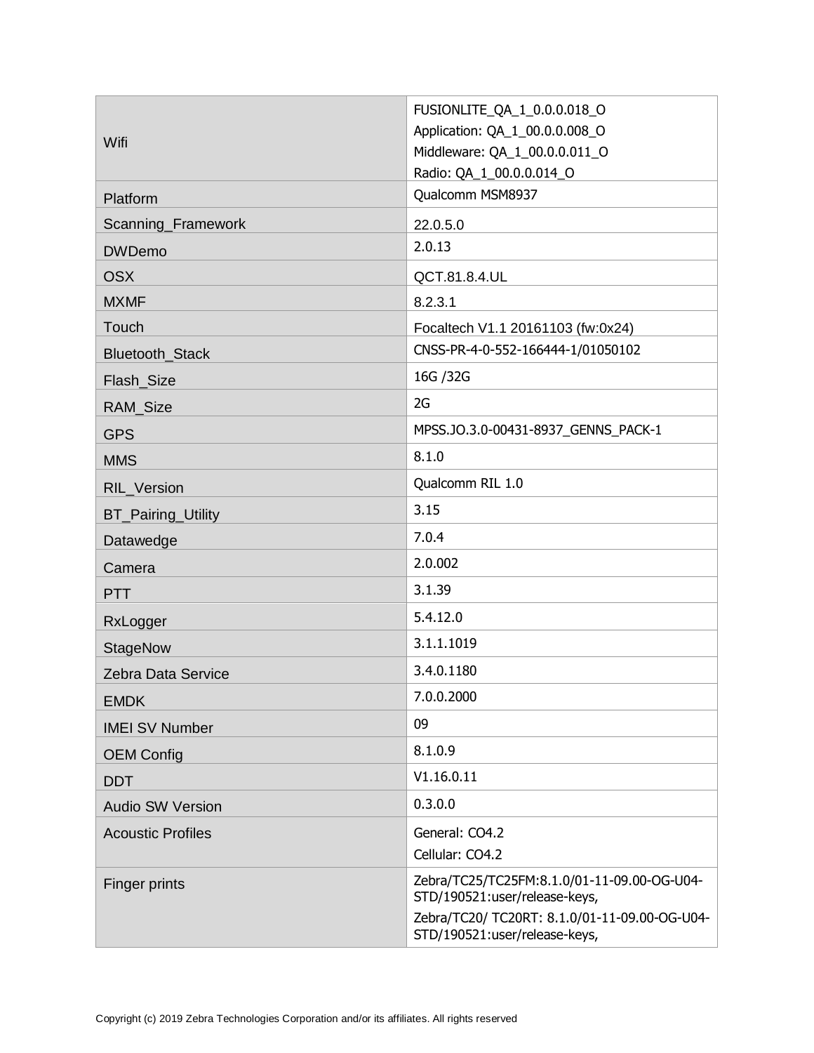| | |
|---|---|
| Wifi | FUSIONLITE_QA_1_0.0.0.018_O<br>Application: QA_1_00.0.0.008_O<br>Middleware: QA_1_00.0.0.011_O<br>Radio: QA_1_00.0.0.014_O |
| Platform | Qualcomm MSM8937 |
| Scanning_Framework | 22.0.5.0 |
| DWDemo | 2.0.13 |
| OSX | QCT.81.8.4.UL |
| MXMF | 8.2.3.1 |
| Touch | Focaltech V1.1 20161103 (fw:0x24) |
| Bluetooth_Stack | CNSS-PR-4-0-552-166444-1/01050102 |
| Flash_Size | 16G /32G |
| RAM_Size | 2G |
| GPS | MPSS.JO.3.0-00431-8937_GENNS_PACK-1 |
| MMS | 8.1.0 |
| RIL_Version | Qualcomm RIL 1.0 |
| BT_Pairing_Utility | 3.15 |
| Datawedge | 7.0.4 |
| Camera | 2.0.002 |
| PTT | 3.1.39 |
| RxLogger | 5.4.12.0 |
| StageNow | 3.1.1.1019 |
| Zebra Data Service | 3.4.0.1180 |
| EMDK | 7.0.0.2000 |
| IMEI SV Number | 09 |
| OEM Config | 8.1.0.9 |
| DDT | V1.16.0.11 |
| Audio SW Version | 0.3.0.0 |
| Acoustic Profiles | General: CO4.2<br>Cellular: CO4.2 |
| Finger prints | Zebra/TC25/TC25FM:8.1.0/01-11-09.00-OG-U04-STD/190521:user/release-keys,<br>Zebra/TC20/ TC20RT: 8.1.0/01-11-09.00-OG-U04-STD/190521:user/release-keys, |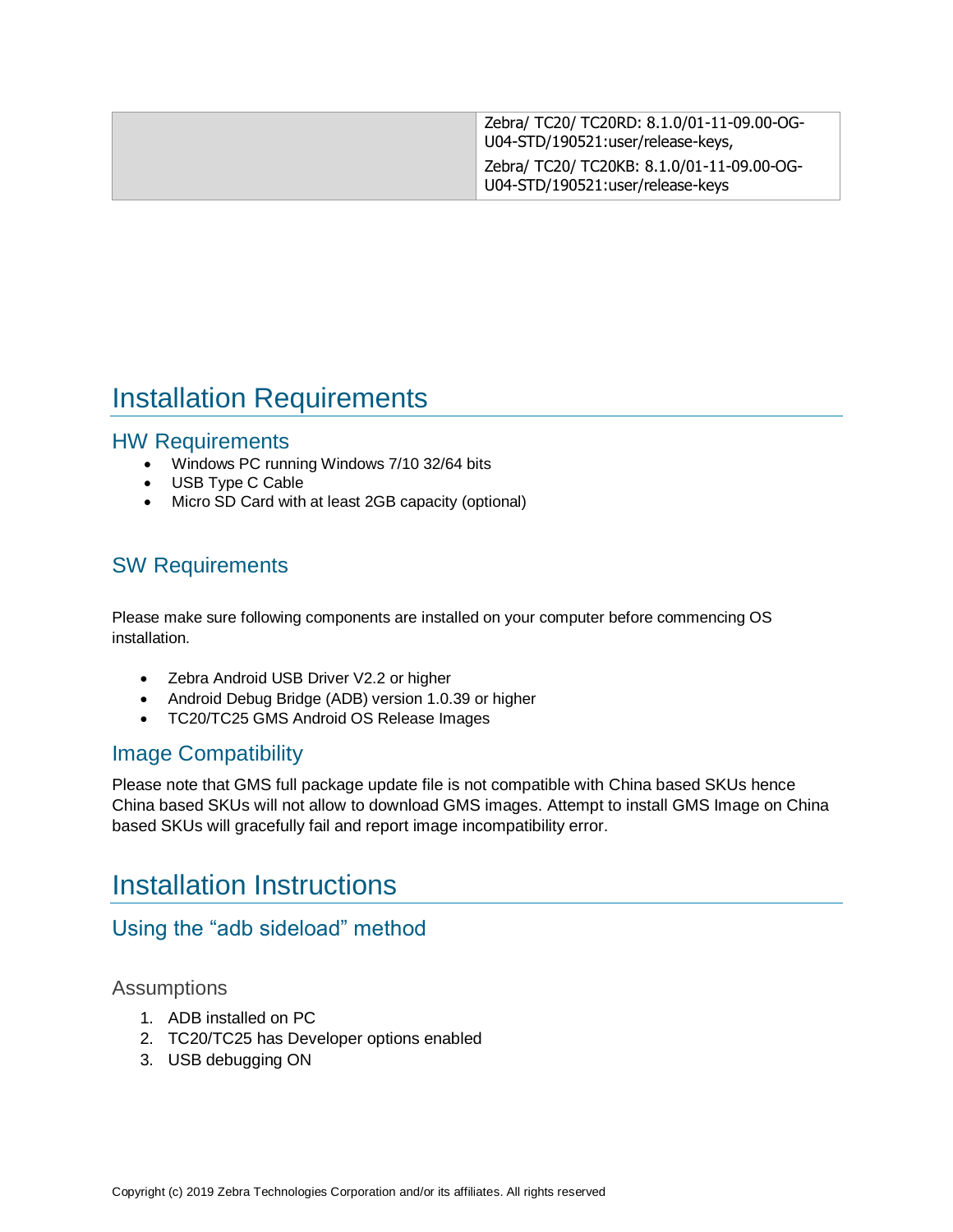| | |
|---|---|
| | Zebra/ TC20/ TC20RD: 8.1.0/01-11-09.00-OG-U04-STD/190521:user/release-keys,<br>Zebra/ TC20/ TC20KB: 8.1.0/01-11-09.00-OG-U04-STD/190521:user/release-keys |

# Installation Requirements

## HW Requirements

- Windows PC running Windows 7/10 32/64 bits
- USB Type C Cable
- Micro SD Card with at least 2GB capacity (optional)

## SW Requirements

Please make sure following components are installed on your computer before commencing OS installation.

- Zebra Android USB Driver V2.2 or higher
- Android Debug Bridge (ADB) version 1.0.39 or higher
- TC20/TC25 GMS Android OS Release Images

## Image Compatibility

Please note that GMS full package update file is not compatible with China based SKUs hence China based SKUs will not allow to download GMS images. Attempt to install GMS Image on China based SKUs will gracefully fail and report image incompatibility error.

# Installation Instructions

## Using the “adb sideload” method

### Assumptions

1. ADB installed on PC
2. TC20/TC25 has Developer options enabled
3. USB debugging ON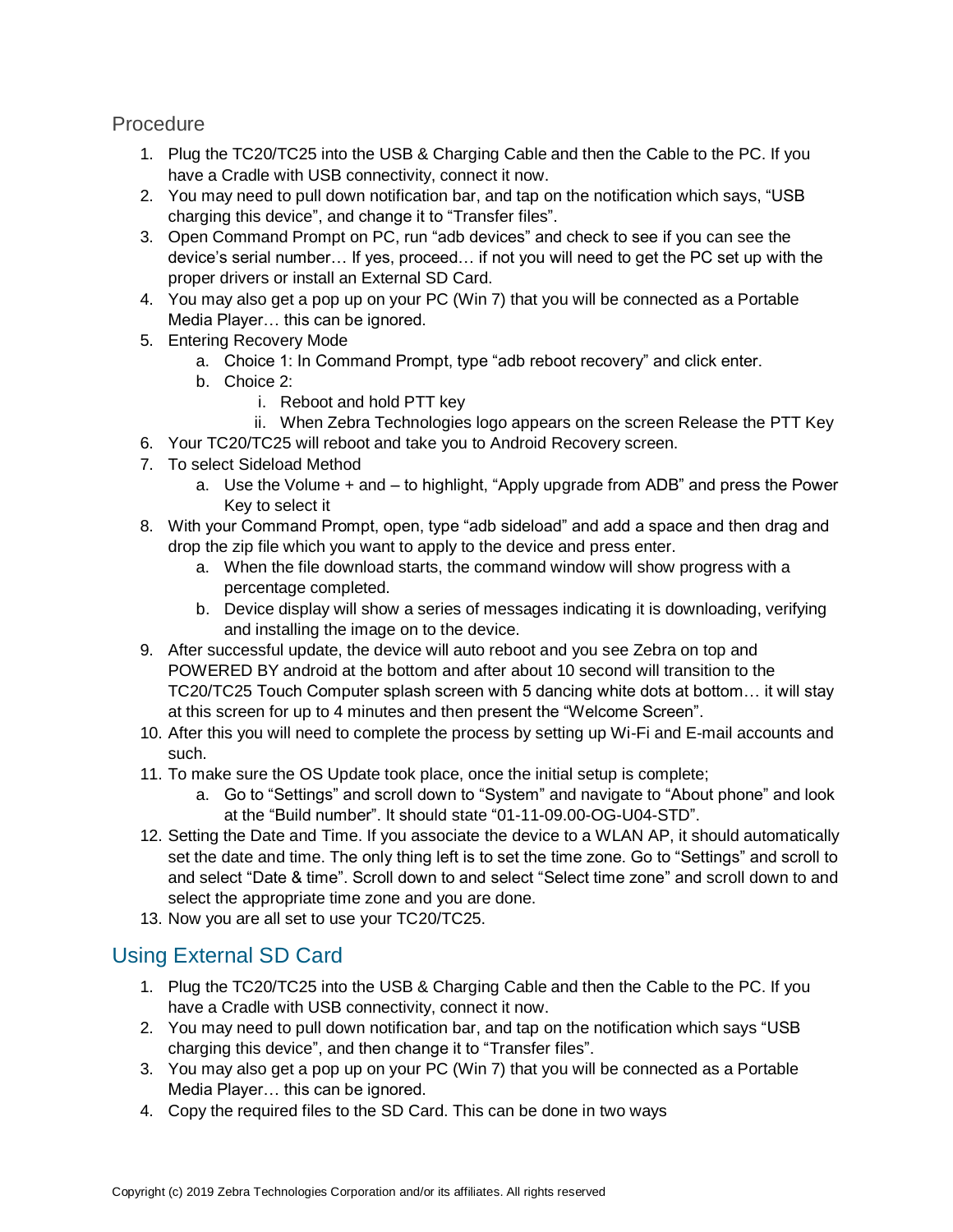## Procedure

1. Plug the TC20/TC25 into the USB & Charging Cable and then the Cable to the PC. If you have a Cradle with USB connectivity, connect it now.
2. You may need to pull down notification bar, and tap on the notification which says, "USB charging this device", and change it to "Transfer files".
3. Open Command Prompt on PC, run "adb devices" and check to see if you can see the device's serial number… If yes, proceed… if not you will need to get the PC set up with the proper drivers or install an External SD Card.
4. You may also get a pop up on your PC (Win 7) that you will be connected as a Portable Media Player… this can be ignored.
5. Entering Recovery Mode
    a. Choice 1: In Command Prompt, type "adb reboot recovery" and click enter.
    b. Choice 2:
        i. Reboot and hold PTT key
        ii. When Zebra Technologies logo appears on the screen Release the PTT Key
6. Your TC20/TC25 will reboot and take you to Android Recovery screen.
7. To select Sideload Method
    a. Use the Volume + and – to highlight, "Apply upgrade from ADB" and press the Power Key to select it
8. With your Command Prompt, open, type "adb sideload" and add a space and then drag and drop the zip file which you want to apply to the device and press enter.
    a. When the file download starts, the command window will show progress with a percentage completed.
    b. Device display will show a series of messages indicating it is downloading, verifying and installing the image on to the device.
9. After successful update, the device will auto reboot and you see Zebra on top and POWERED BY android at the bottom and after about 10 second will transition to the TC20/TC25 Touch Computer splash screen with 5 dancing white dots at bottom… it will stay at this screen for up to 4 minutes and then present the "Welcome Screen".
10. After this you will need to complete the process by setting up Wi-Fi and E-mail accounts and such.
11. To make sure the OS Update took place, once the initial setup is complete;
    a. Go to "Settings" and scroll down to "System" and navigate to "About phone" and look at the "Build number". It should state "01-11-09.00-OG-U04-STD".
12. Setting the Date and Time. If you associate the device to a WLAN AP, it should automatically set the date and time. The only thing left is to set the time zone. Go to "Settings" and scroll to and select "Date & time". Scroll down to and select "Select time zone" and scroll down to and select the appropriate time zone and you are done.
13. Now you are all set to use your TC20/TC25.

## Using External SD Card

1. Plug the TC20/TC25 into the USB & Charging Cable and then the Cable to the PC. If you have a Cradle with USB connectivity, connect it now.
2. You may need to pull down notification bar, and tap on the notification which says "USB charging this device", and then change it to "Transfer files".
3. You may also get a pop up on your PC (Win 7) that you will be connected as a Portable Media Player… this can be ignored.
4. Copy the required files to the SD Card. This can be done in two ways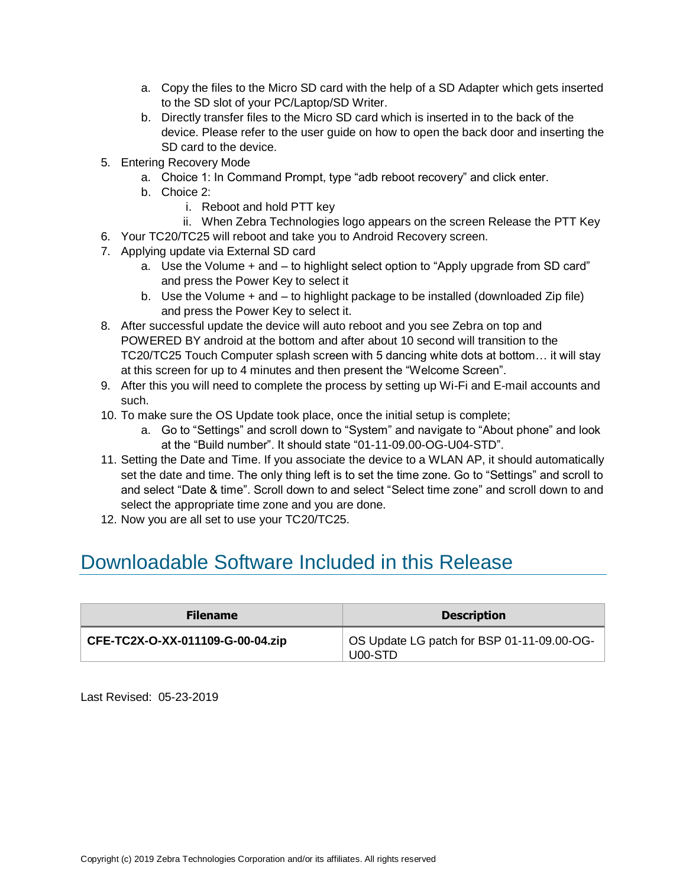a. Copy the files to the Micro SD card with the help of a SD Adapter which gets inserted to the SD slot of your PC/Laptop/SD Writer.
   b. Directly transfer files to the Micro SD card which is inserted in to the back of the device. Please refer to the user guide on how to open the back door and inserting the SD card to the device.
5. Entering Recovery Mode
   a. Choice 1: In Command Prompt, type "adb reboot recovery" and click enter.
   b. Choice 2:
      i. Reboot and hold PTT key
      ii. When Zebra Technologies logo appears on the screen Release the PTT Key
6. Your TC20/TC25 will reboot and take you to Android Recovery screen.
7. Applying update via External SD card
   a. Use the Volume + and – to highlight select option to "Apply upgrade from SD card" and press the Power Key to select it
   b. Use the Volume + and – to highlight package to be installed (downloaded Zip file) and press the Power Key to select it.
8. After successful update the device will auto reboot and you see Zebra on top and POWERED BY android at the bottom and after about 10 second will transition to the TC20/TC25 Touch Computer splash screen with 5 dancing white dots at bottom… it will stay at this screen for up to 4 minutes and then present the "Welcome Screen".
9. After this you will need to complete the process by setting up Wi-Fi and E-mail accounts and such.
10. To make sure the OS Update took place, once the initial setup is complete;
    a. Go to "Settings" and scroll down to "System" and navigate to "About phone" and look at the "Build number". It should state "01-11-09.00-OG-U04-STD".
11. Setting the Date and Time. If you associate the device to a WLAN AP, it should automatically set the date and time. The only thing left is to set the time zone. Go to "Settings" and scroll to and select "Date & time". Scroll down to and select "Select time zone" and scroll down to and select the appropriate time zone and you are done.
12. Now you are all set to use your TC20/TC25.

## Downloadable Software Included in this Release

| Filename | Description |
|---|---|
| **CFE-TC2X-O-XX-011109-G-00-04.zip** | OS Update LG patch for BSP 01-11-09.00-OG-U00-STD |

Last Revised: 05-23-2019

Copyright (c) 2019 Zebra Technologies Corporation and/or its affiliates. All rights reserved